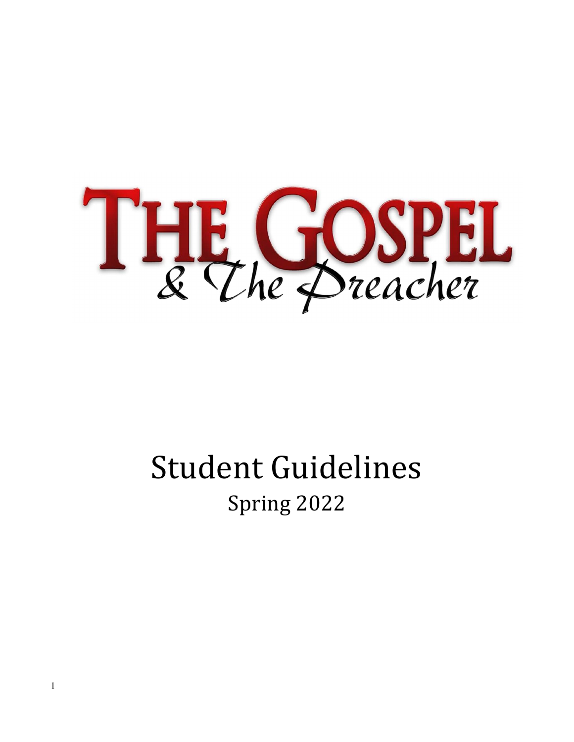# THE GOSPEL & The Preacher

## Student Guidelines

Spring 2022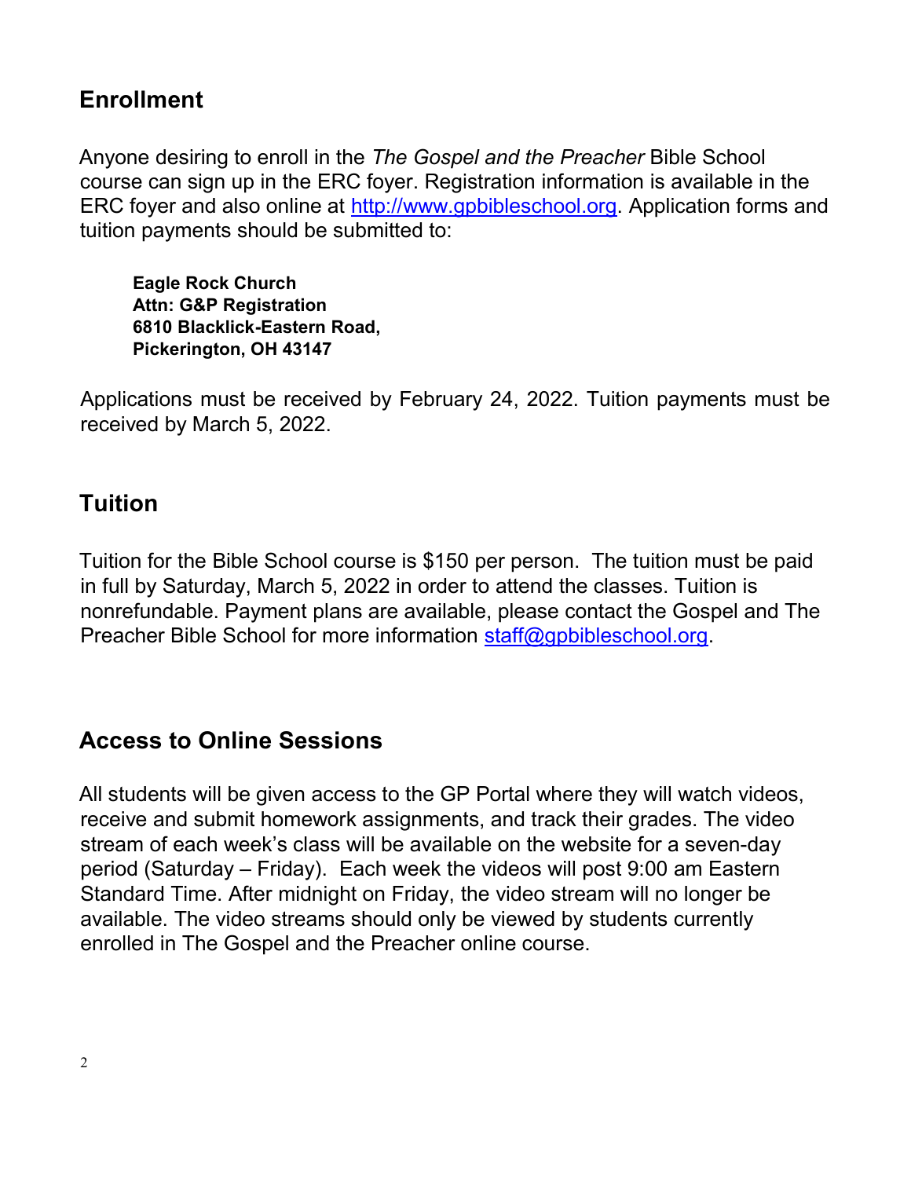## Enrollment

Anyone desiring to enroll in the *The Gospel and the Preacher* Bible School course can sign up in the ERC foyer. Registration information is available in the ERC foyer and also online at http://www.gpbibleschool.org. Application forms and tuition payments should be submitted to:

> **Eagle Rock Church**
> **Attn: G&P Registration**
> **6810 Blacklick-Eastern Road,**
> **Pickerington, OH 43147**

Applications must be received by February 24, 2022. Tuition payments must be received by March 5, 2022.

## Tuition

Tuition for the Bible School course is $150 per person. The tuition must be paid in full by Saturday, March 5, 2022 in order to attend the classes. Tuition is nonrefundable. Payment plans are available, please contact the Gospel and The Preacher Bible School for more information staff@gpbibleschool.org.

## Access to Online Sessions

All students will be given access to the GP Portal where they will watch videos, receive and submit homework assignments, and track their grades. The video stream of each week's class will be available on the website for a seven-day period (Saturday – Friday). Each week the videos will post 9:00 am Eastern Standard Time. After midnight on Friday, the video stream will no longer be available. The video streams should only be viewed by students currently enrolled in The Gospel and the Preacher online course.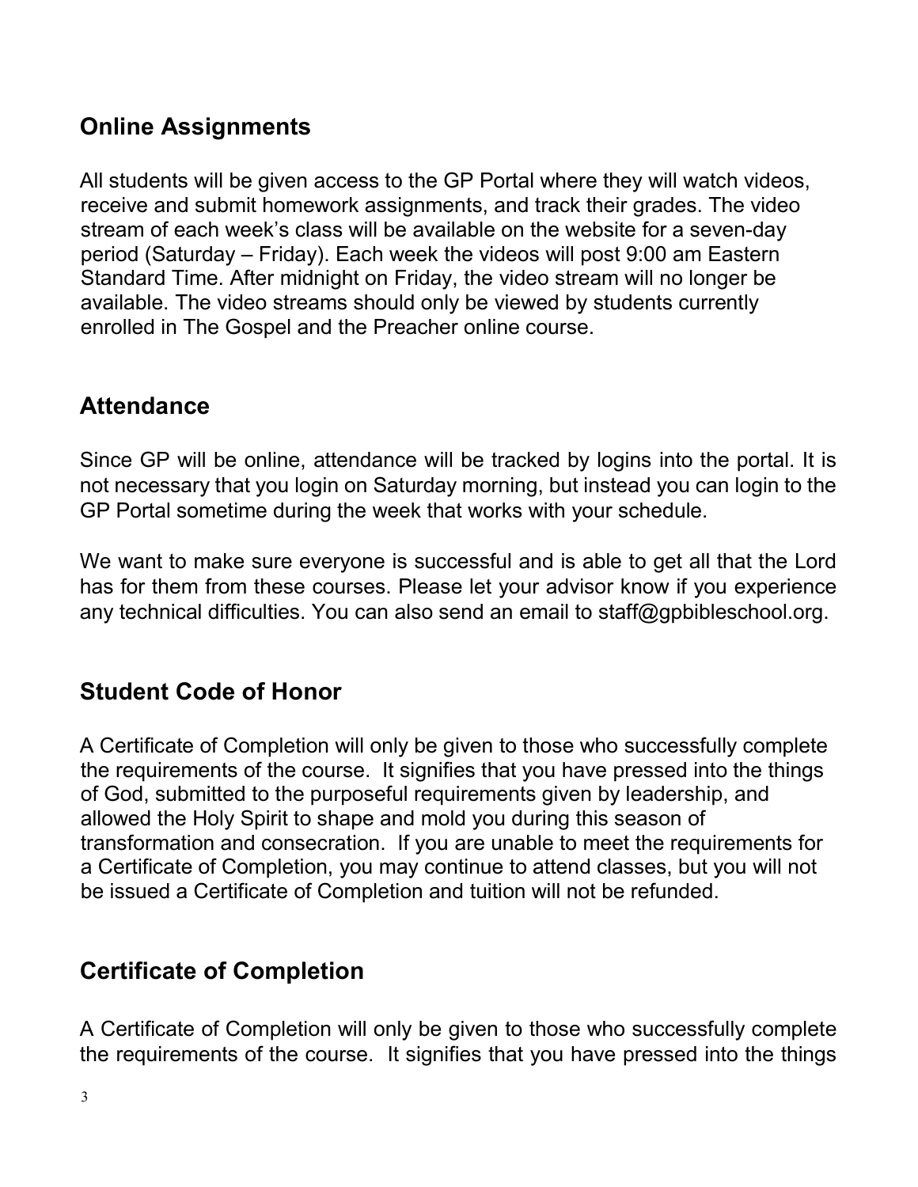## Online Assignments

All students will be given access to the GP Portal where they will watch videos, receive and submit homework assignments, and track their grades. The video stream of each week's class will be available on the website for a seven-day period (Saturday – Friday). Each week the videos will post 9:00 am Eastern Standard Time. After midnight on Friday, the video stream will no longer be available. The video streams should only be viewed by students currently enrolled in The Gospel and the Preacher online course.

## Attendance

Since GP will be online, attendance will be tracked by logins into the portal. It is not necessary that you login on Saturday morning, but instead you can login to the GP Portal sometime during the week that works with your schedule.

We want to make sure everyone is successful and is able to get all that the Lord has for them from these courses. Please let your advisor know if you experience any technical difficulties. You can also send an email to staff@gpbibleschool.org.

## Student Code of Honor

A Certificate of Completion will only be given to those who successfully complete the requirements of the course. It signifies that you have pressed into the things of God, submitted to the purposeful requirements given by leadership, and allowed the Holy Spirit to shape and mold you during this season of transformation and consecration. If you are unable to meet the requirements for a Certificate of Completion, you may continue to attend classes, but you will not be issued a Certificate of Completion and tuition will not be refunded.

## Certificate of Completion

A Certificate of Completion will only be given to those who successfully complete the requirements of the course. It signifies that you have pressed into the things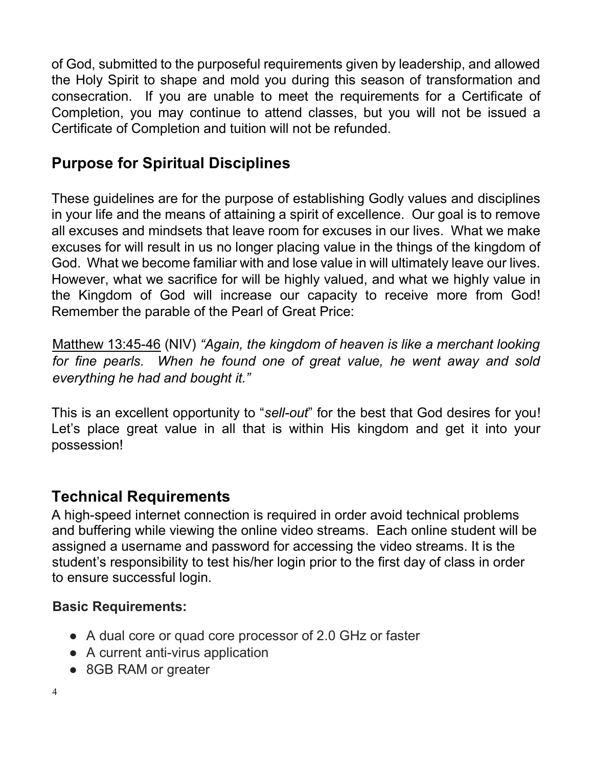of God, submitted to the purposeful requirements given by leadership, and allowed the Holy Spirit to shape and mold you during this season of transformation and consecration. If you are unable to meet the requirements for a Certificate of Completion, you may continue to attend classes, but you will not be issued a Certificate of Completion and tuition will not be refunded.

## Purpose for Spiritual Disciplines

These guidelines are for the purpose of establishing Godly values and disciplines in your life and the means of attaining a spirit of excellence. Our goal is to remove all excuses and mindsets that leave room for excuses in our lives. What we make excuses for will result in us no longer placing value in the things of the kingdom of God. What we become familiar with and lose value in will ultimately leave our lives. However, what we sacrifice for will be highly valued, and what we highly value in the Kingdom of God will increase our capacity to receive more from God! Remember the parable of the Pearl of Great Price:

Matthew 13:45-46 (NIV) *"Again, the kingdom of heaven is like a merchant looking for fine pearls. When he found one of great value, he went away and sold everything he had and bought it."*

This is an excellent opportunity to "*sell-out*" for the best that God desires for you! Let's place great value in all that is within His kingdom and get it into your possession!

## Technical Requirements

A high-speed internet connection is required in order avoid technical problems and buffering while viewing the online video streams. Each online student will be assigned a username and password for accessing the video streams. It is the student's responsibility to test his/her login prior to the first day of class in order to ensure successful login.

**Basic Requirements:**

- A dual core or quad core processor of 2.0 GHz or faster
- A current anti-virus application
- 8GB RAM or greater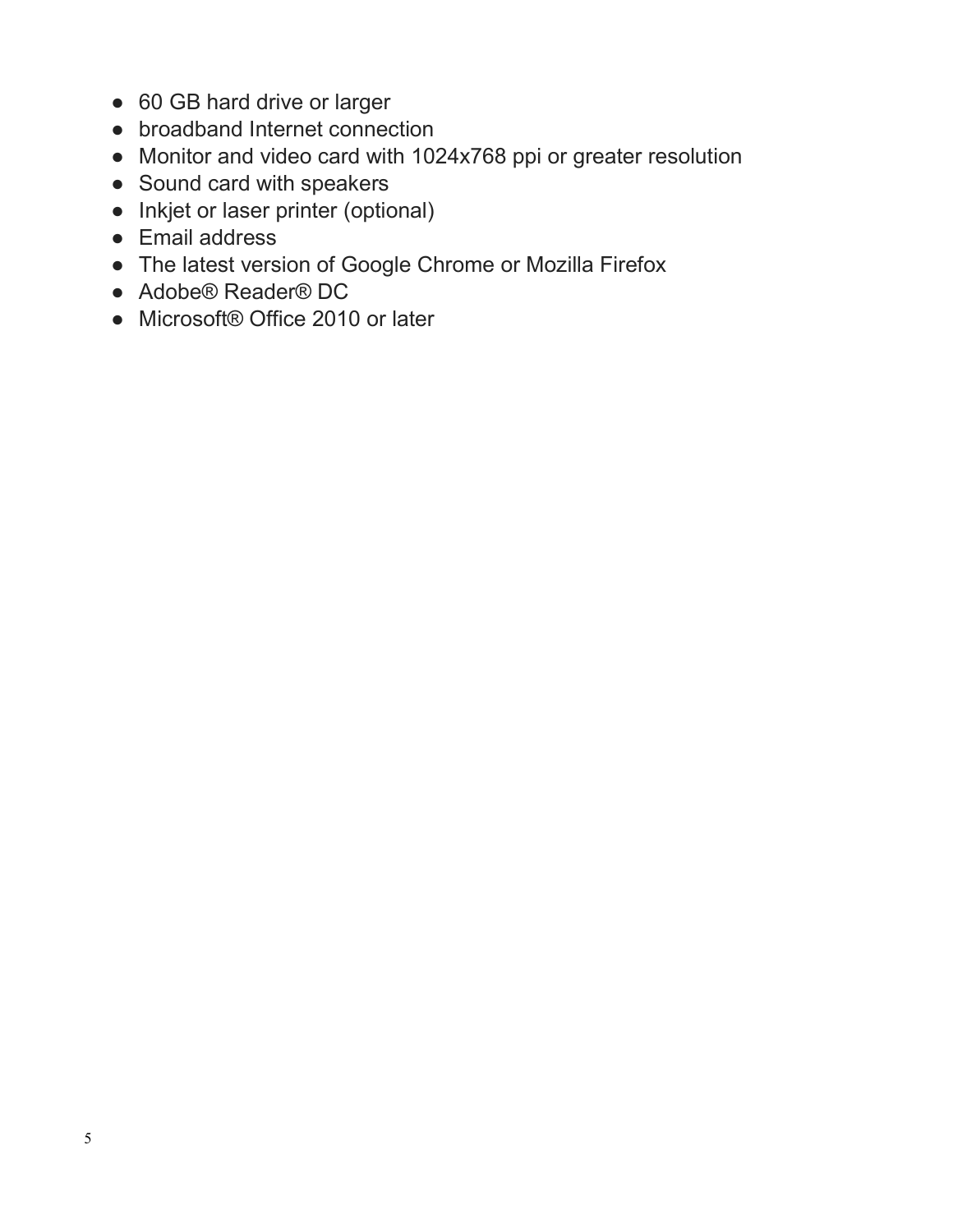- 60 GB hard drive or larger
- broadband Internet connection
- Monitor and video card with 1024x768 ppi or greater resolution
- Sound card with speakers
- Inkjet or laser printer (optional)
- Email address
- The latest version of Google Chrome or Mozilla Firefox
- Adobe® Reader® DC
- Microsoft® Office 2010 or later